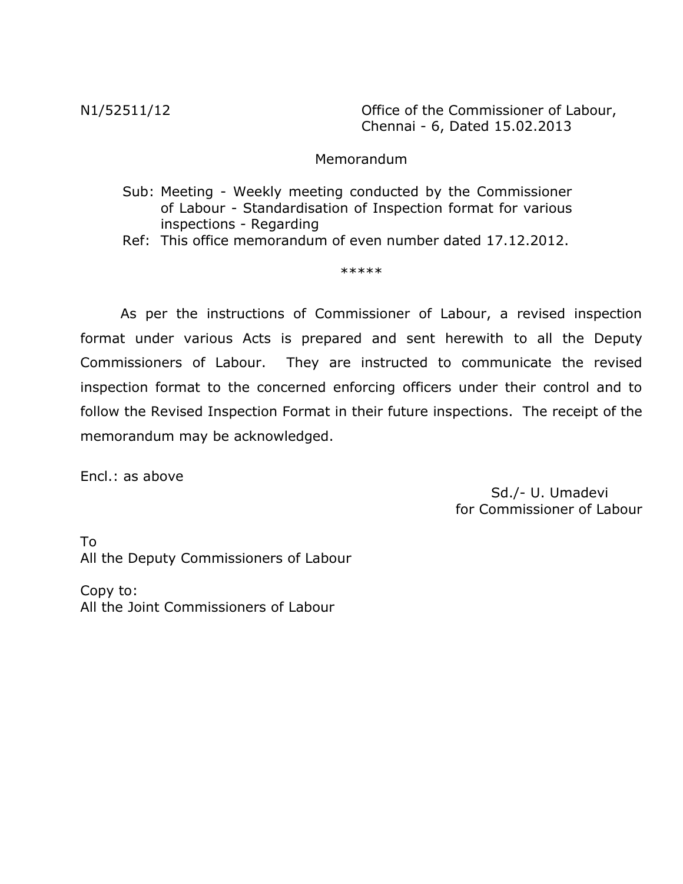N1/52511/12

Office of the Commissioner of Labour,
Chennai - 6, Dated 15.02.2013

## Memorandum

Sub: Meeting - Weekly meeting conducted by the Commissioner of Labour - Standardisation of Inspection format for various inspections - Regarding

Ref: This office memorandum of even number dated 17.12.2012.

*****

As per the instructions of Commissioner of Labour, a revised inspection format under various Acts is prepared and sent herewith to all the Deputy Commissioners of Labour. They are instructed to communicate the revised inspection format to the concerned enforcing officers under their control and to follow the Revised Inspection Format in their future inspections. The receipt of the memorandum may be acknowledged.

Encl.: as above

Sd./- U. Umadevi
for Commissioner of Labour

To
All the Deputy Commissioners of Labour

Copy to:
All the Joint Commissioners of Labour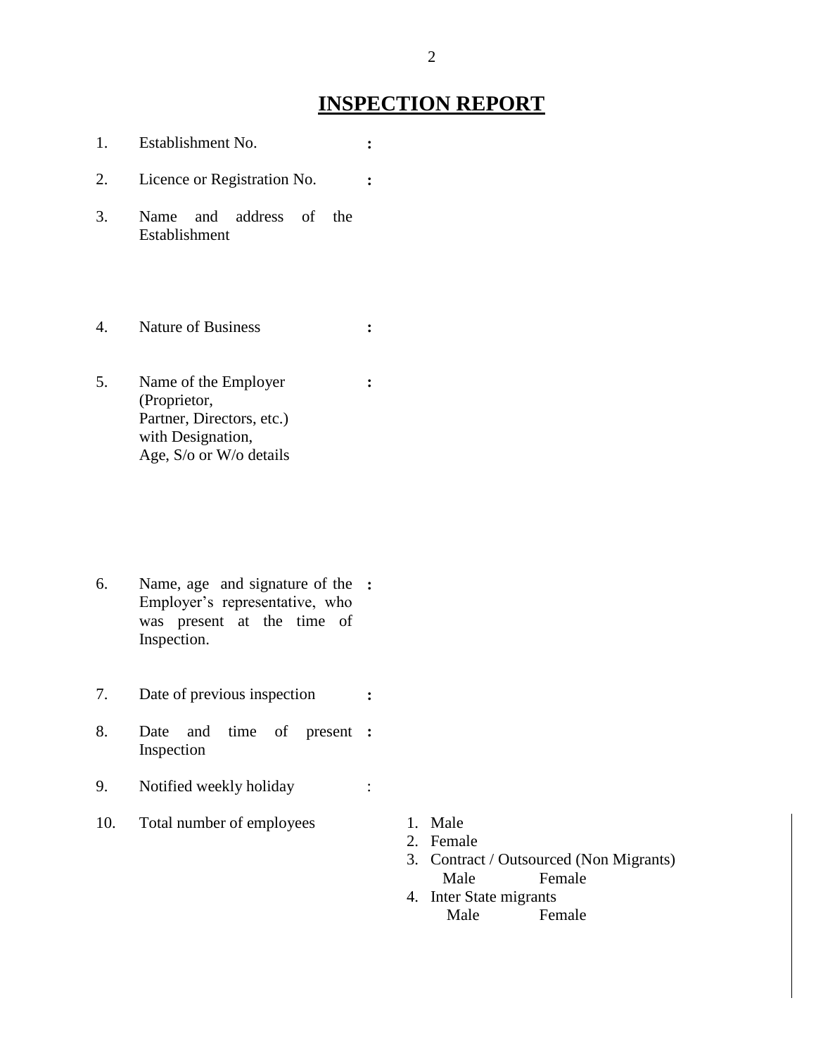# INSPECTION REPORT

| | | |
|---|---|---|
| 1. | Establishment No. | : |
| 2. | Licence or Registration No. | : |
| 3. | Name and address of the Establishment | |
| 4. | Nature of Business | : |
| 5. | Name of the Employer (Proprietor, Partner, Directors, etc.) with Designation, Age, S/o or W/o details | : |
| 6. | Name, age and signature of the Employer's representative, who was present at the time of Inspection. | : |
| 7. | Date of previous inspection | : |
| 8. | Date and time of present Inspection | : |
| 9. | Notified weekly holiday | : |
| 10. | Total number of employees | 1. Male<br>2. Female<br>3. Contract / Outsourced (Non Migrants)<br>Male Female<br>4. Inter State migrants<br>Male Female |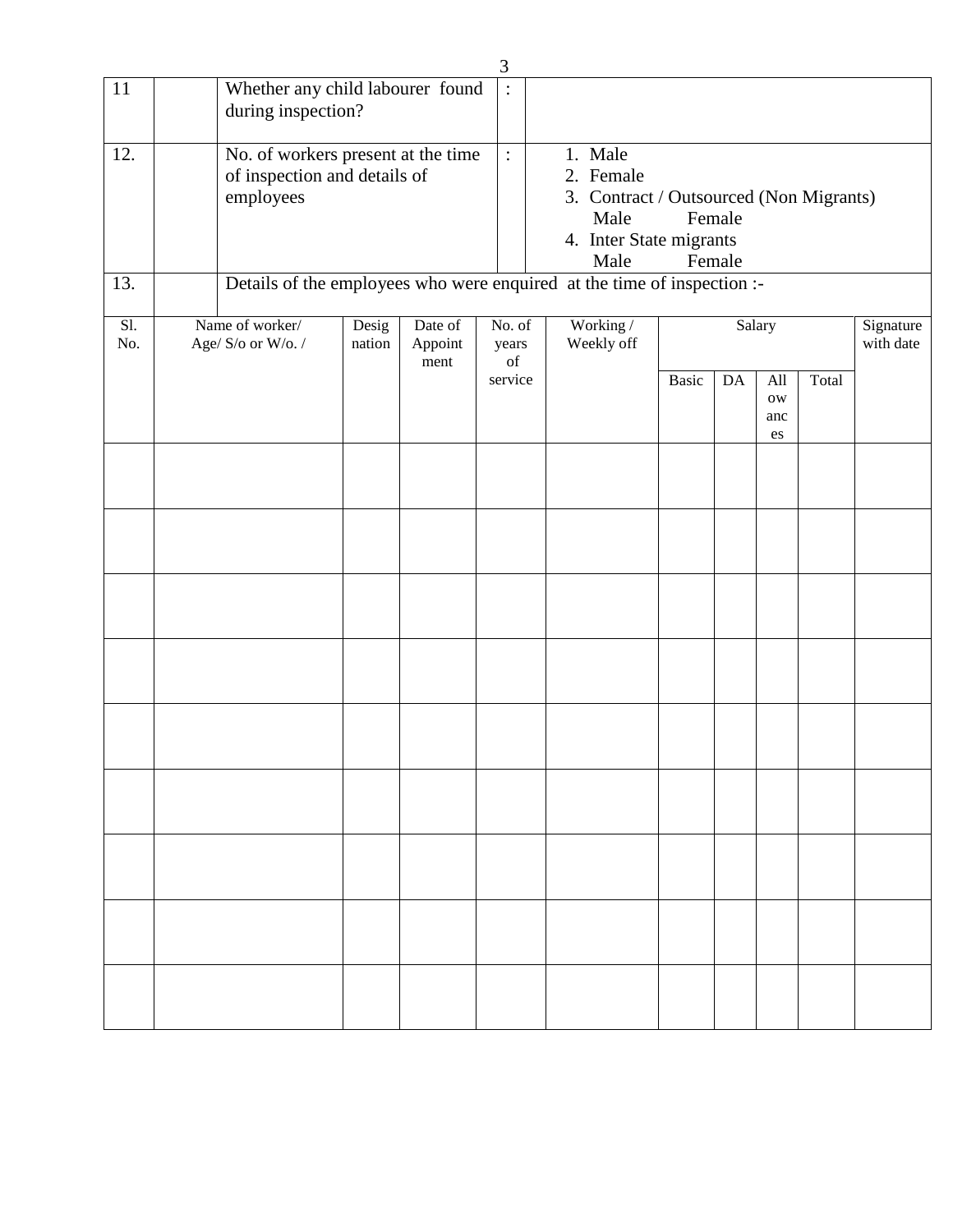| | | | | |
|---|---|---|---|---|
| 11 | | Whether any child labourer found during inspection? | : | |
| 12. | | No. of workers present at the time of inspection and details of employees | : | 1. Male<br>2. Female<br>3. Contract / Outsourced (Non Migrants)<br>Male Female<br>4. Inter State migrants<br>Male Female |
| 13. | | Details of the employees who were enquired at the time of inspection :- | | |

| Sl. No. | Name of worker/ Age/ S/o or W/o. / | Designation | Date of Appointment | No. of years of service | Working / Weekly off | Salary | | | | Signature with date |
|---|---|---|---|---|---|---|---|---|---|---|
| | | | | | | Basic | DA | Allowances | Total | |
| | | | | | | | | | | |
| | | | | | | | | | | |
| | | | | | | | | | | |
| | | | | | | | | | | |
| | | | | | | | | | | |
| | | | | | | | | | | |
| | | | | | | | | | | |
| | | | | | | | | | | |
| | | | | | | | | | | |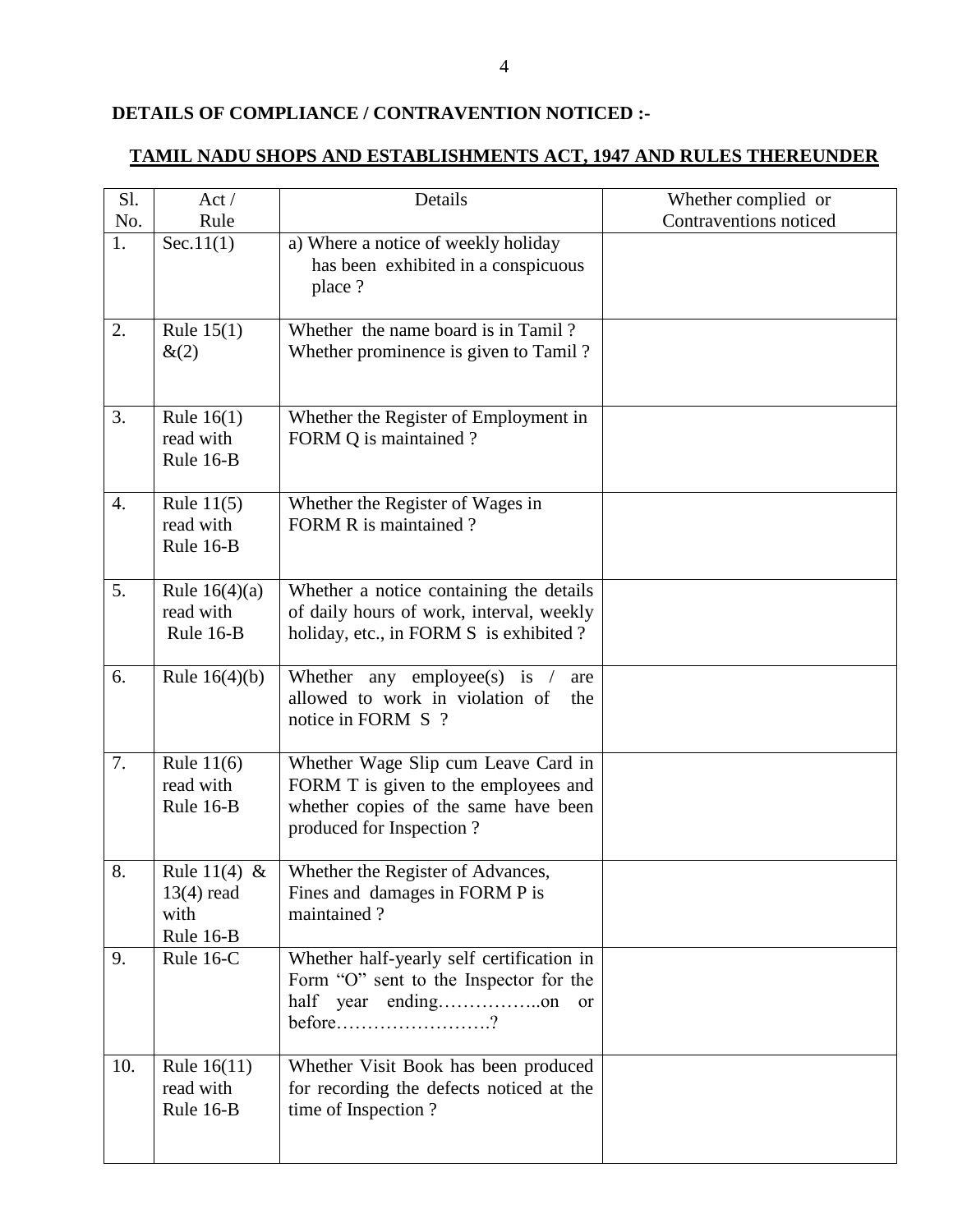**DETAILS OF COMPLIANCE / CONTRAVENTION NOTICED :-**

**TAMIL NADU SHOPS AND ESTABLISHMENTS ACT, 1947 AND RULES THEREUNDER**

| Sl. No. | Act / Rule | Details | Whether complied or Contraventions noticed |
|---|---|---|---|
| 1. | Sec.11(1) | a) Where a notice of weekly holiday has been exhibited in a conspicuous place ? | |
| 2. | Rule 15(1) &(2) | Whether the name board is in Tamil ? Whether prominence is given to Tamil ? | |
| 3. | Rule 16(1) read with Rule 16-B | Whether the Register of Employment in FORM Q is maintained ? | |
| 4. | Rule 11(5) read with Rule 16-B | Whether the Register of Wages in FORM R is maintained ? | |
| 5. | Rule 16(4)(a) read with Rule 16-B | Whether a notice containing the details of daily hours of work, interval, weekly holiday, etc., in FORM S is exhibited ? | |
| 6. | Rule 16(4)(b) | Whether any employee(s) is / are allowed to work in violation of the notice in FORM S ? | |
| 7. | Rule 11(6) read with Rule 16-B | Whether Wage Slip cum Leave Card in FORM T is given to the employees and whether copies of the same have been produced for Inspection ? | |
| 8. | Rule 11(4) & 13(4) read with Rule 16-B | Whether the Register of Advances, Fines and damages in FORM P is maintained ? | |
| 9. | Rule 16-C | Whether half-yearly self certification in Form "O" sent to the Inspector for the half year ending……………..on or before…………………….? | |
| 10. | Rule 16(11) read with Rule 16-B | Whether Visit Book has been produced for recording the defects noticed at the time of Inspection ? | |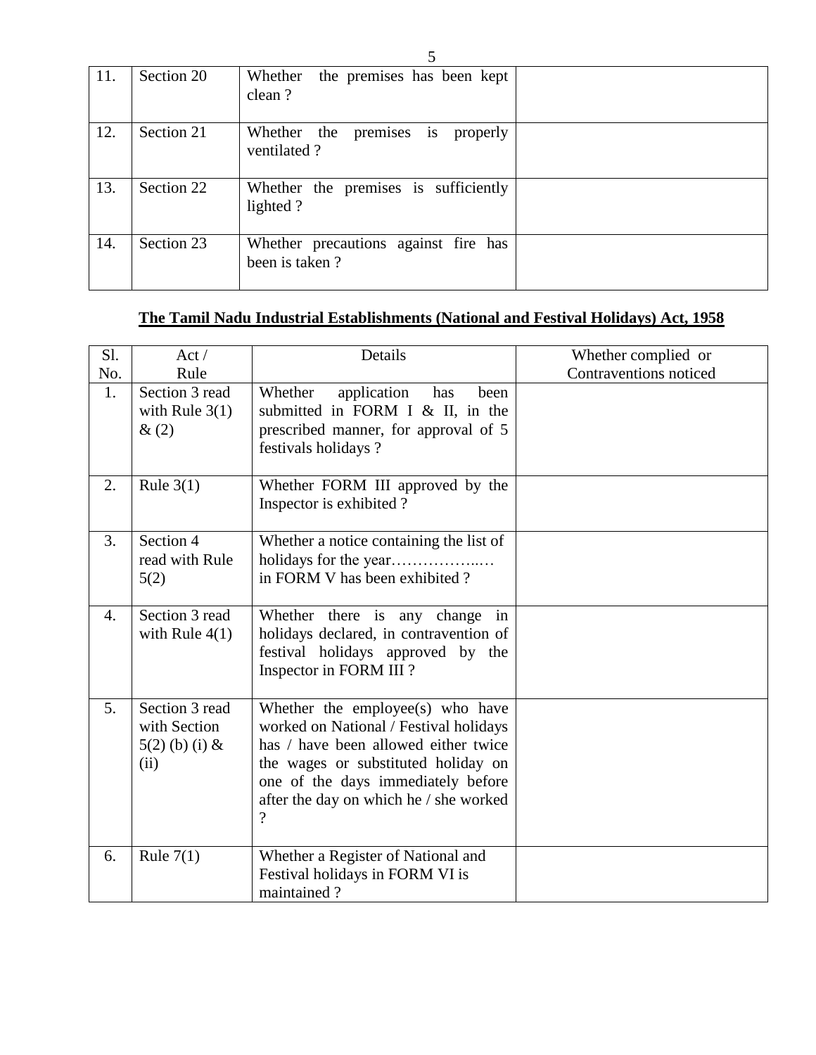| 11. | Section 20 | Whether the premises has been kept clean ? | |
|---|---|---|---|
| 12. | Section 21 | Whether the premises is properly ventilated ? | |
| 13. | Section 22 | Whether the premises is sufficiently lighted ? | |
| 14. | Section 23 | Whether precautions against fire has been is taken ? | |

## **The Tamil Nadu Industrial Establishments (National and Festival Holidays) Act, 1958**

| Sl. No. | Act / Rule | Details | Whether complied or Contraventions noticed |
|---|---|---|---|
| 1. | Section 3 read with Rule 3(1) & (2) | Whether application has been submitted in FORM I & II, in the prescribed manner, for approval of 5 festivals holidays ? | |
| 2. | Rule 3(1) | Whether FORM III approved by the Inspector is exhibited ? | |
| 3. | Section 4 read with Rule 5(2) | Whether a notice containing the list of holidays for the year……………..… in FORM V has been exhibited ? | |
| 4. | Section 3 read with Rule 4(1) | Whether there is any change in holidays declared, in contravention of festival holidays approved by the Inspector in FORM III ? | |
| 5. | Section 3 read with Section 5(2) (b) (i) & (ii) | Whether the employee(s) who have worked on National / Festival holidays has / have been allowed either twice the wages or substituted holiday on one of the days immediately before after the day on which he / she worked ? | |
| 6. | Rule 7(1) | Whether a Register of National and Festival holidays in FORM VI is maintained ? | |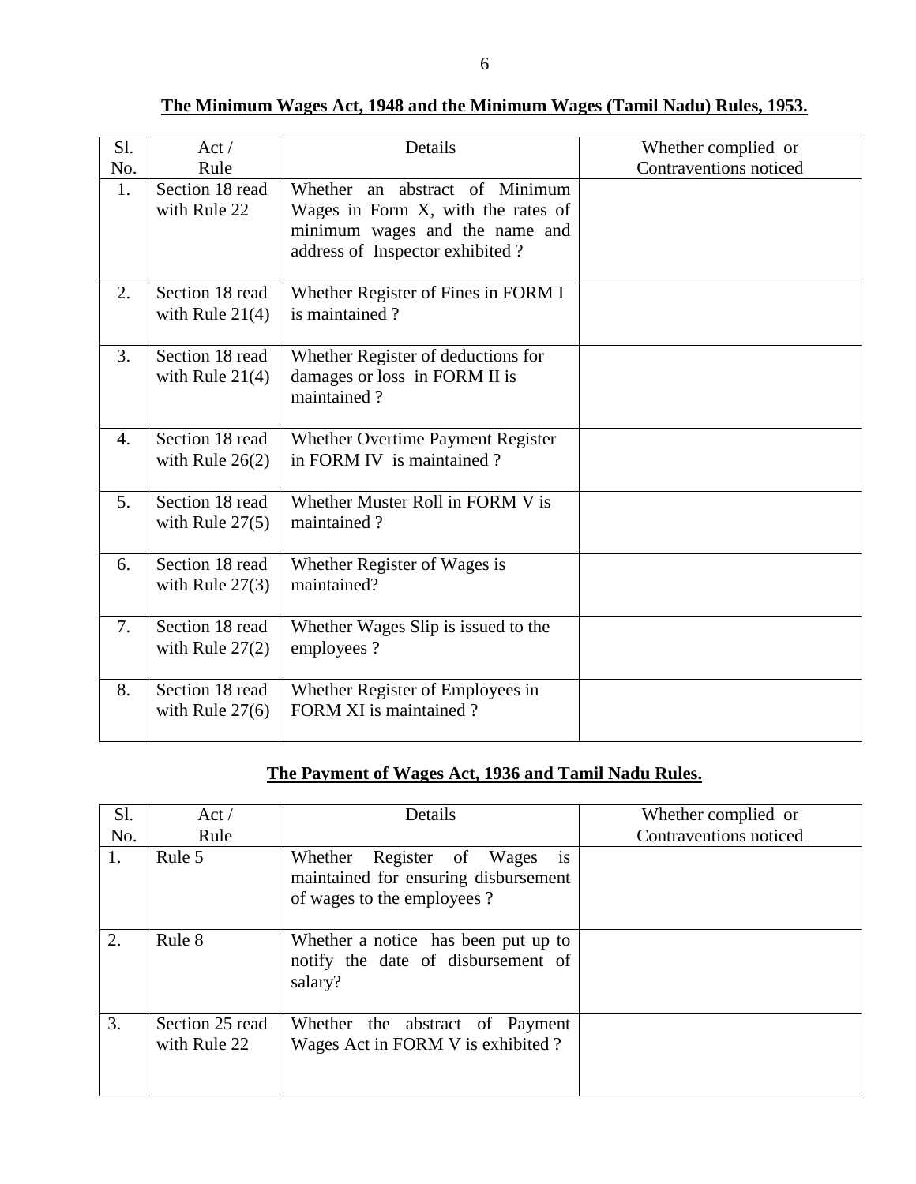**The Minimum Wages Act, 1948 and the Minimum Wages (Tamil Nadu) Rules, 1953.**

| Sl. No. | Act / Rule | Details | Whether complied or Contraventions noticed |
|---|---|---|---|
| 1. | Section 18 read with Rule 22 | Whether an abstract of Minimum Wages in Form X, with the rates of minimum wages and the name and address of Inspector exhibited ? | |
| 2. | Section 18 read with Rule 21(4) | Whether Register of Fines in FORM I is maintained ? | |
| 3. | Section 18 read with Rule 21(4) | Whether Register of deductions for damages or loss in FORM II is maintained ? | |
| 4. | Section 18 read with Rule 26(2) | Whether Overtime Payment Register in FORM IV is maintained ? | |
| 5. | Section 18 read with Rule 27(5) | Whether Muster Roll in FORM V is maintained ? | |
| 6. | Section 18 read with Rule 27(3) | Whether Register of Wages is maintained? | |
| 7. | Section 18 read with Rule 27(2) | Whether Wages Slip is issued to the employees ? | |
| 8. | Section 18 read with Rule 27(6) | Whether Register of Employees in FORM XI is maintained ? | |

**The Payment of Wages Act, 1936 and Tamil Nadu Rules.**

| Sl. No. | Act / Rule | Details | Whether complied or Contraventions noticed |
|---|---|---|---|
| 1. | Rule 5 | Whether Register of Wages is maintained for ensuring disbursement of wages to the employees ? | |
| 2. | Rule 8 | Whether a notice has been put up to notify the date of disbursement of salary? | |
| 3. | Section 25 read with Rule 22 | Whether the abstract of Payment Wages Act in FORM V is exhibited ? | |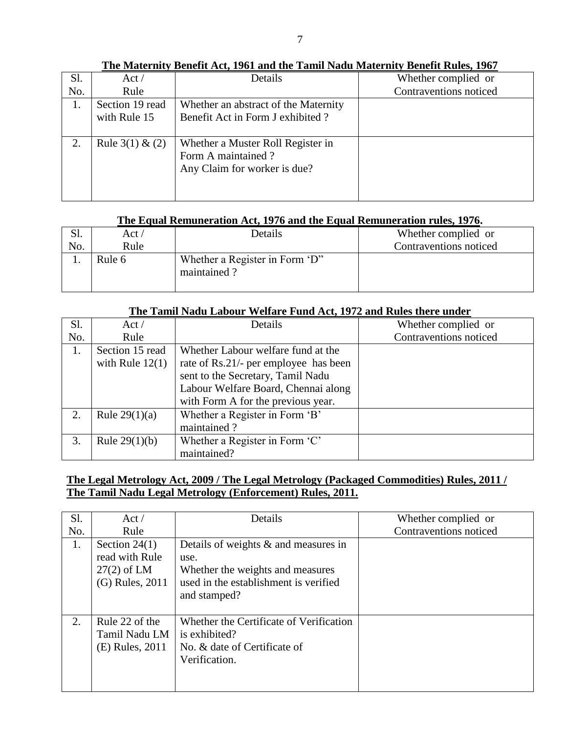**The Maternity Benefit Act, 1961 and the Tamil Nadu Maternity Benefit Rules, 1967**

| Sl. No. | Act / Rule | Details | Whether complied or Contraventions noticed |
|---|---|---|---|
| 1. | Section 19 read with Rule 15 | Whether an abstract of the Maternity Benefit Act in Form J exhibited ? | |
| 2. | Rule 3(1) & (2) | Whether a Muster Roll Register in Form A maintained ? Any Claim for worker is due? | |

**The Equal Remuneration Act, 1976 and the Equal Remuneration rules, 1976.**

| Sl. No. | Act / Rule | Details | Whether complied or Contraventions noticed |
|---|---|---|---|
| 1. | Rule 6 | Whether a Register in Form 'D" maintained ? | |

**The Tamil Nadu Labour Welfare Fund Act, 1972 and Rules there under**

| Sl. No. | Act / Rule | Details | Whether complied or Contraventions noticed |
|---|---|---|---|
| 1. | Section 15 read with Rule 12(1) | Whether Labour welfare fund at the rate of Rs.21/- per employee has been sent to the Secretary, Tamil Nadu Labour Welfare Board, Chennai along with Form A for the previous year. | |
| 2. | Rule 29(1)(a) | Whether a Register in Form 'B' maintained ? | |
| 3. | Rule 29(1)(b) | Whether a Register in Form 'C' maintained? | |

**The Legal Metrology Act, 2009 / The Legal Metrology (Packaged Commodities) Rules, 2011 / The Tamil Nadu Legal Metrology (Enforcement) Rules, 2011.**

| Sl. No. | Act / Rule | Details | Whether complied or Contraventions noticed |
|---|---|---|---|
| 1. | Section 24(1) read with Rule 27(2) of LM (G) Rules, 2011 | Details of weights & and measures in use. Whether the weights and measures used in the establishment is verified and stamped? | |
| 2. | Rule 22 of the Tamil Nadu LM (E) Rules, 2011 | Whether the Certificate of Verification is exhibited? No. & date of Certificate of Verification. | |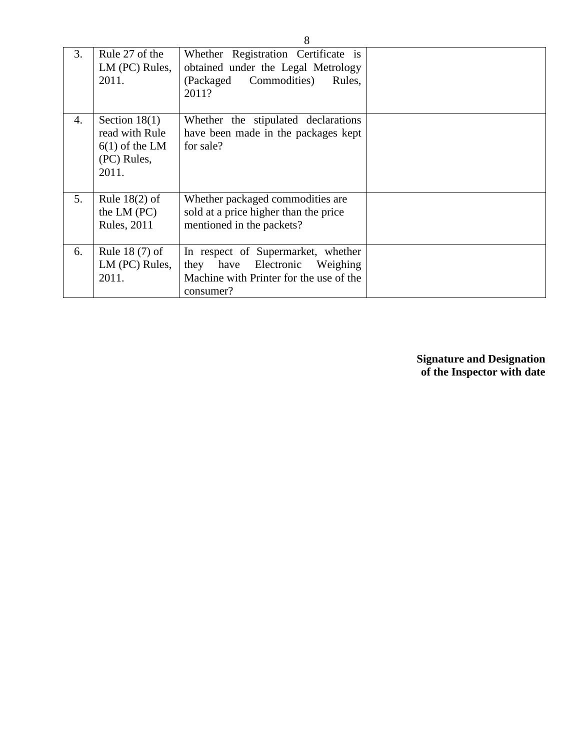| 3. | Rule 27 of the LM (PC) Rules, 2011. | Whether Registration Certificate is obtained under the Legal Metrology (Packaged Commodities) Rules, 2011? | |
|---|---|---|---|
| 4. | Section 18(1) read with Rule 6(1) of the LM (PC) Rules, 2011. | Whether the stipulated declarations have been made in the packages kept for sale? | |
| 5. | Rule 18(2) of the LM (PC) Rules, 2011 | Whether packaged commodities are sold at a price higher than the price mentioned in the packets? | |
| 6. | Rule 18 (7) of LM (PC) Rules, 2011. | In respect of Supermarket, whether they have Electronic Weighing Machine with Printer for the use of the consumer? | |

**Signature and Designation of the Inspector with date**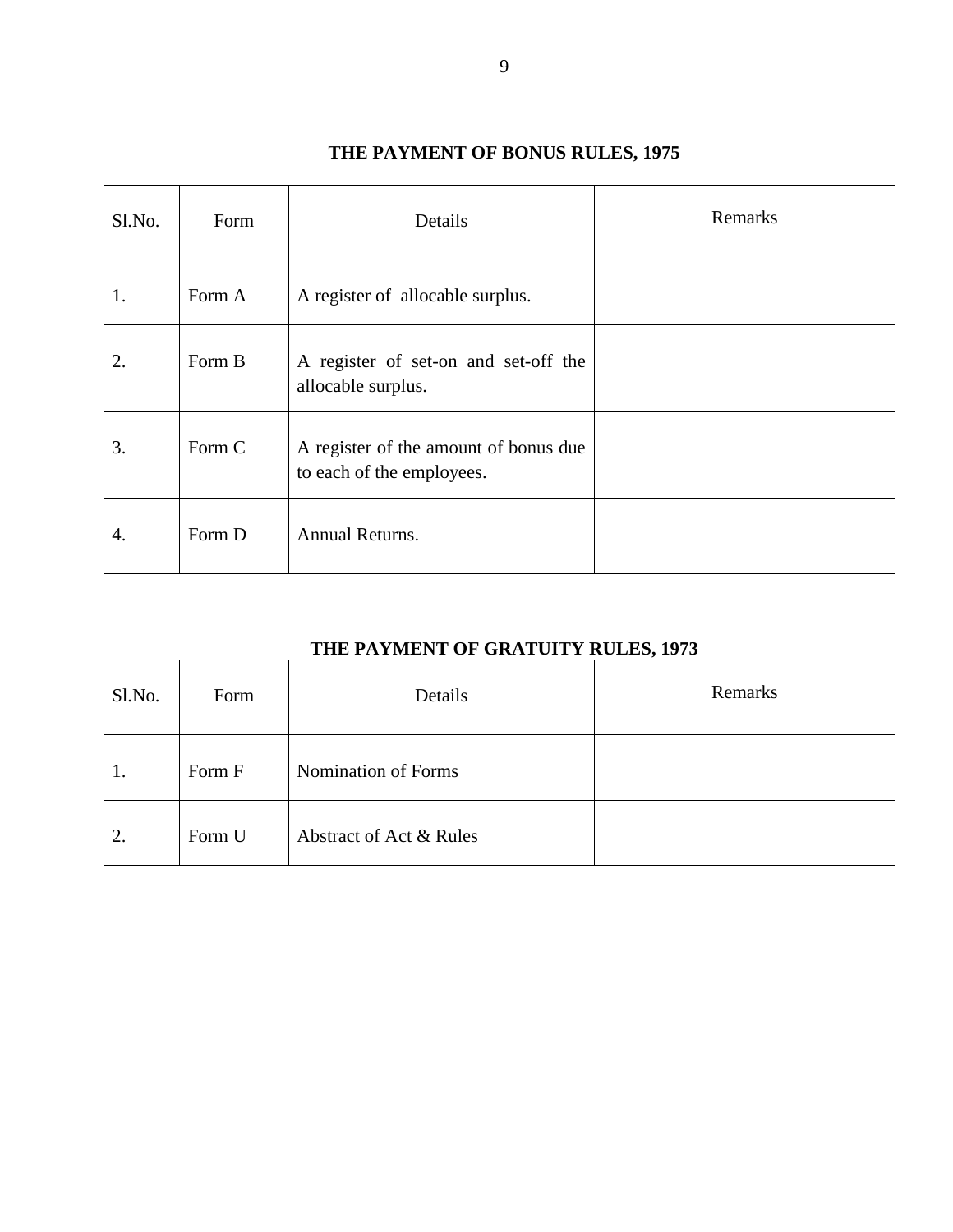## THE PAYMENT OF BONUS RULES, 1975

| Sl.No. | Form | Details | Remarks |
|---|---|---|---|
| 1. | Form A | A register of allocable surplus. | |
| 2. | Form B | A register of set-on and set-off the allocable surplus. | |
| 3. | Form C | A register of the amount of bonus due to each of the employees. | |
| 4. | Form D | Annual Returns. | |

## THE PAYMENT OF GRATUITY RULES, 1973

| Sl.No. | Form | Details | Remarks |
|---|---|---|---|
| 1. | Form F | Nomination of Forms | |
| 2. | Form U | Abstract of Act & Rules | |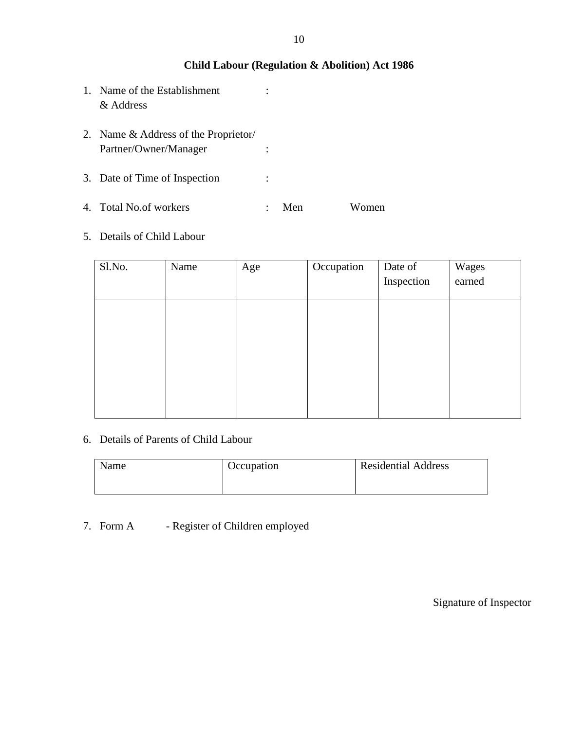## Child Labour (Regulation & Abolition) Act 1986

1. Name of the Establishment & Address :

2. Name & Address of the Proprietor/ Partner/Owner/Manager :

3. Date of Time of Inspection :

4. Total No.of workers : Men Women

5. Details of Child Labour

| Sl.No. | Name | Age | Occupation | Date of Inspection | Wages earned |
|---|---|---|---|---|---|
| | | | | | |

6. Details of Parents of Child Labour

| Name | Occupation | Residential Address |
|---|---|---|
| | | |

7. Form A - Register of Children employed

Signature of Inspector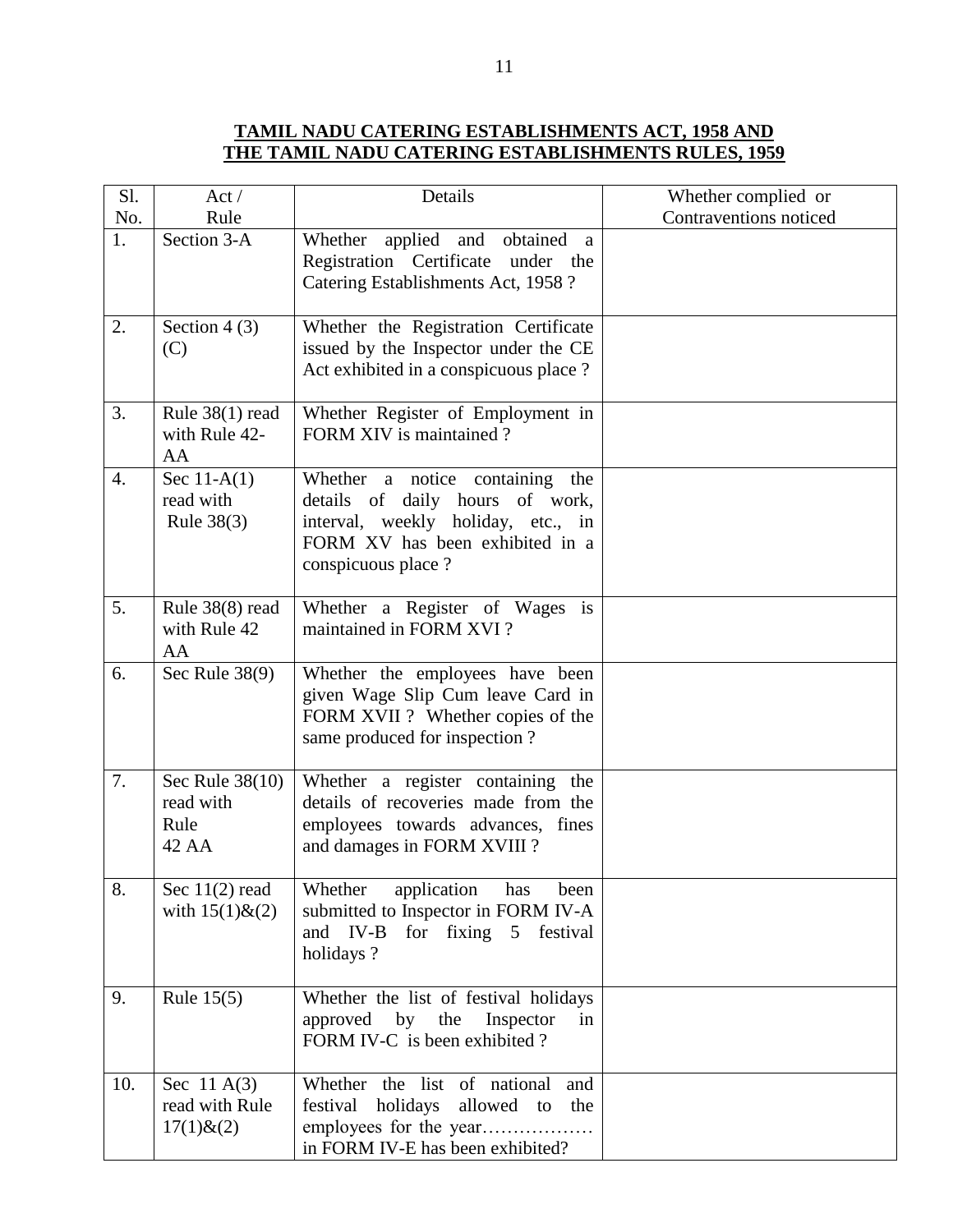## TAMIL NADU CATERING ESTABLISHMENTS ACT, 1958 AND THE TAMIL NADU CATERING ESTABLISHMENTS RULES, 1959

| Sl. No. | Act / Rule | Details | Whether complied or Contraventions noticed |
|---|---|---|---|
| 1. | Section 3-A | Whether applied and obtained a Registration Certificate under the Catering Establishments Act, 1958 ? | |
| 2. | Section 4 (3) (C) | Whether the Registration Certificate issued by the Inspector under the CE Act exhibited in a conspicuous place ? | |
| 3. | Rule 38(1) read with Rule 42-AA | Whether Register of Employment in FORM XIV is maintained ? | |
| 4. | Sec 11-A(1) read with Rule 38(3) | Whether a notice containing the details of daily hours of work, interval, weekly holiday, etc., in FORM XV has been exhibited in a conspicuous place ? | |
| 5. | Rule 38(8) read with Rule 42 AA | Whether a Register of Wages is maintained in FORM XVI ? | |
| 6. | Sec Rule 38(9) | Whether the employees have been given Wage Slip Cum leave Card in FORM XVII ? Whether copies of the same produced for inspection ? | |
| 7. | Sec Rule 38(10) read with Rule 42 AA | Whether a register containing the details of recoveries made from the employees towards advances, fines and damages in FORM XVIII ? | |
| 8. | Sec 11(2) read with 15(1)&(2) | Whether application has been submitted to Inspector in FORM IV-A and IV-B for fixing 5 festival holidays ? | |
| 9. | Rule 15(5) | Whether the list of festival holidays approved by the Inspector in FORM IV-C is been exhibited ? | |
| 10. | Sec 11 A(3) read with Rule 17(1)&(2) | Whether the list of national and festival holidays allowed to the employees for the year……………… in FORM IV-E has been exhibited? | |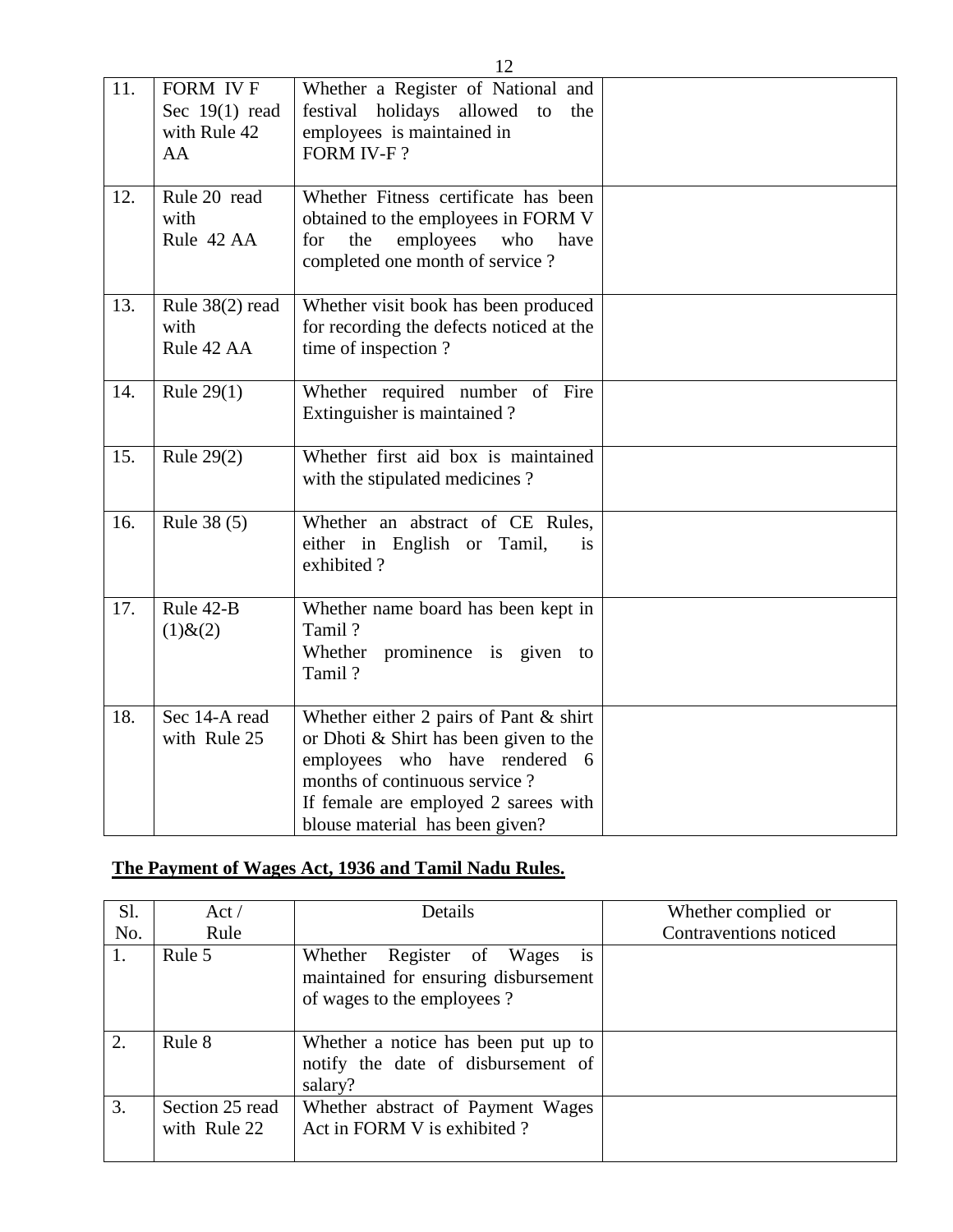| | | | |
|---|---|---|---|
| 11. | FORM IV F Sec 19(1) read with Rule 42 AA | Whether a Register of National and festival holidays allowed to the employees is maintained in FORM IV-F ? | |
| 12. | Rule 20 read with Rule 42 AA | Whether Fitness certificate has been obtained to the employees in FORM V for the employees who have completed one month of service ? | |
| 13. | Rule 38(2) read with Rule 42 AA | Whether visit book has been produced for recording the defects noticed at the time of inspection ? | |
| 14. | Rule 29(1) | Whether required number of Fire Extinguisher is maintained ? | |
| 15. | Rule 29(2) | Whether first aid box is maintained with the stipulated medicines ? | |
| 16. | Rule 38 (5) | Whether an abstract of CE Rules, either in English or Tamil, is exhibited ? | |
| 17. | Rule 42-B (1)&(2) | Whether name board has been kept in Tamil ?<br>Whether prominence is given to Tamil ? | |
| 18. | Sec 14-A read with Rule 25 | Whether either 2 pairs of Pant & shirt or Dhoti & Shirt has been given to the employees who have rendered 6 months of continuous service ?<br>If female are employed 2 sarees with blouse material has been given? | |

**The Payment of Wages Act, 1936 and Tamil Nadu Rules.**

| Sl. No. | Act / Rule | Details | Whether complied or Contraventions noticed |
|---|---|---|---|
| 1. | Rule 5 | Whether Register of Wages is maintained for ensuring disbursement of wages to the employees ? | |
| 2. | Rule 8 | Whether a notice has been put up to notify the date of disbursement of salary? | |
| 3. | Section 25 read with Rule 22 | Whether abstract of Payment Wages Act in FORM V is exhibited ? | |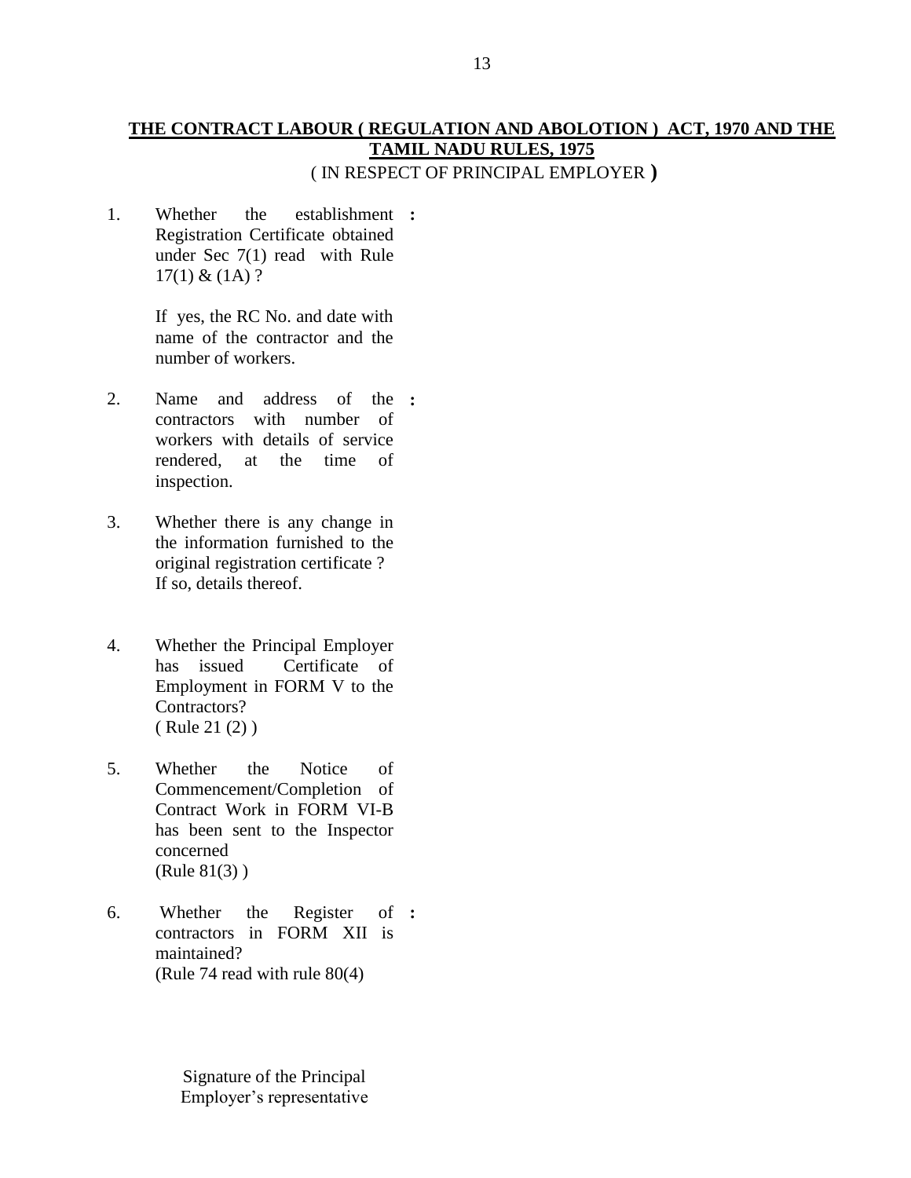## THE CONTRACT LABOUR ( REGULATION AND ABOLOTION ) ACT, 1970 AND THE TAMIL NADU RULES, 1975

( IN RESPECT OF PRINCIPAL EMPLOYER )

1. Whether the establishment Registration Certificate obtained under Sec 7(1) read with Rule 17(1) & (1A) ? **:**

   If yes, the RC No. and date with name of the contractor and the number of workers.

2. Name and address of the contractors with number of workers with details of service rendered, at the time of inspection. **:**

3. Whether there is any change in the information furnished to the original registration certificate ? If so, details thereof.

4. Whether the Principal Employer has issued Certificate of Employment in FORM V to the Contractors? ( Rule 21 (2) )

5. Whether the Notice of Commencement/Completion of Contract Work in FORM VI-B has been sent to the Inspector concerned (Rule 81(3) )

6. Whether the Register of contractors in FORM XII is maintained? (Rule 74 read with rule 80(4) **:**

Signature of the Principal Employer's representative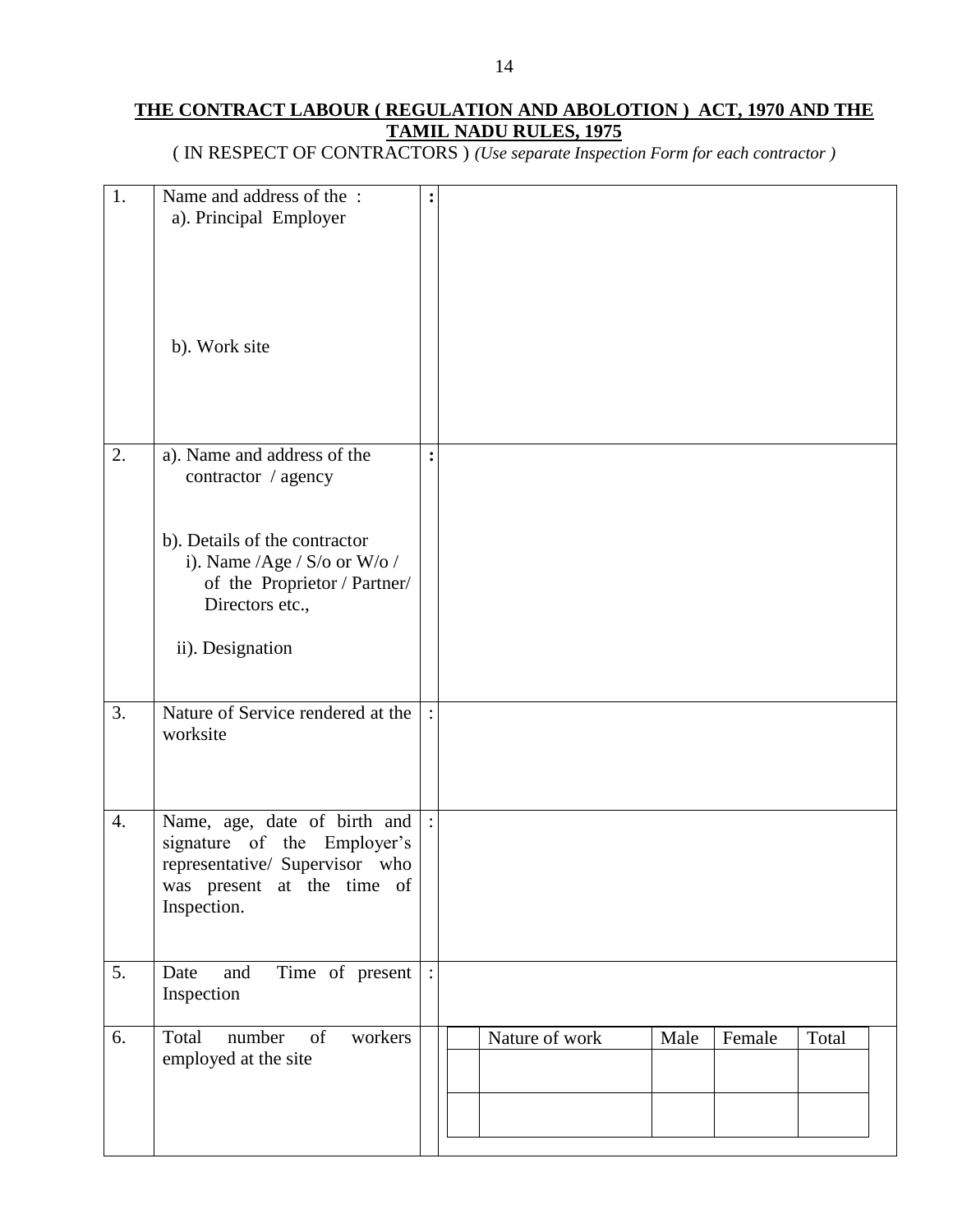**THE CONTRACT LABOUR ( REGULATION AND ABOLOTION ) ACT, 1970 AND THE TAMIL NADU RULES, 1975**

( IN RESPECT OF CONTRACTORS ) *(Use separate Inspection Form for each contractor )*

| | | | |
|---|---|---|---|
| 1. | Name and address of the :<br>a). Principal Employer<br><br>b). Work site | **:** | |
| 2. | a). Name and address of the contractor / agency<br><br>b). Details of the contractor<br>i). Name /Age / S/o or W/o / of the Proprietor / Partner/ Directors etc.,<br><br>ii). Designation | **:** | |
| 3. | Nature of Service rendered at the worksite | : | |
| 4. | Name, age, date of birth and signature of the Employer's representative/ Supervisor who was present at the time of Inspection. | : | |
| 5. | Date and Time of present Inspection | : | |
| 6. | Total number of workers employed at the site | | (see table below) |

| | Nature of work | Male | Female | Total |
|---|---|---|---|---|
| | | | | |
| | | | | |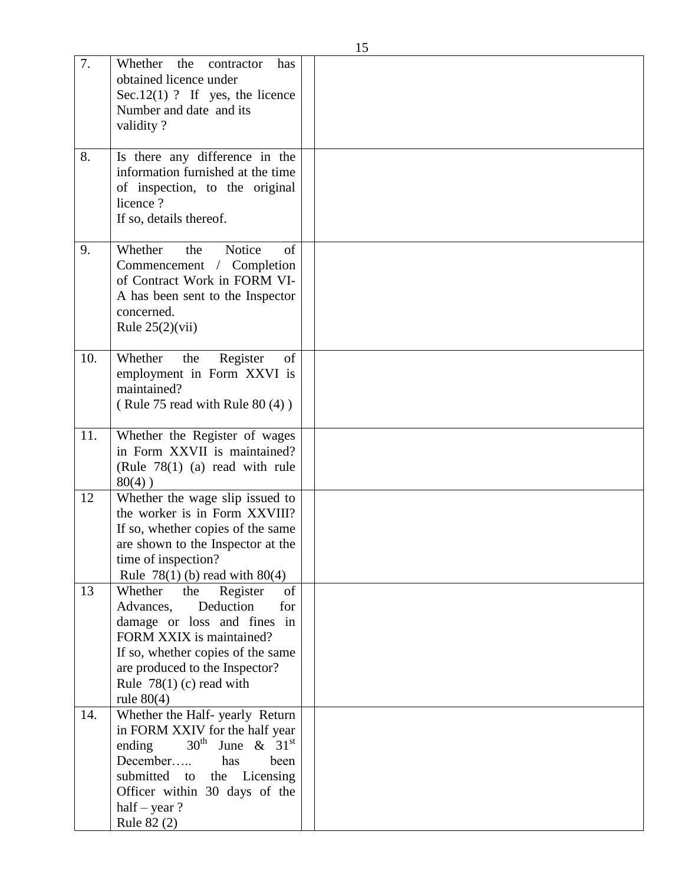| | | | |
|---|---|---|---|
| 7. | Whether the contractor has obtained licence under Sec.12(1) ? If yes, the licence Number and date and its validity ? | | |
| 8. | Is there any difference in the information furnished at the time of inspection, to the original licence ? If so, details thereof. | | |
| 9. | Whether the Notice of Commencement / Completion of Contract Work in FORM VI-A has been sent to the Inspector concerned. Rule 25(2)(vii) | | |
| 10. | Whether the Register of employment in Form XXVI is maintained? ( Rule 75 read with Rule 80 (4) ) | | |
| 11. | Whether the Register of wages in Form XXVII is maintained? (Rule 78(1) (a) read with rule 80(4) ) | | |
| 12 | Whether the wage slip issued to the worker is in Form XXVIII? If so, whether copies of the same are shown to the Inspector at the time of inspection? Rule 78(1) (b) read with 80(4) | | |
| 13 | Whether the Register of Advances, Deduction for damage or loss and fines in FORM XXIX is maintained? If so, whether copies of the same are produced to the Inspector? Rule 78(1) (c) read with rule 80(4) | | |
| 14. | Whether the Half- yearly Return in FORM XXIV for the half year ending 30th June & 31st December….. has been submitted to the Licensing Officer within 30 days of the half – year ? Rule 82 (2) | | |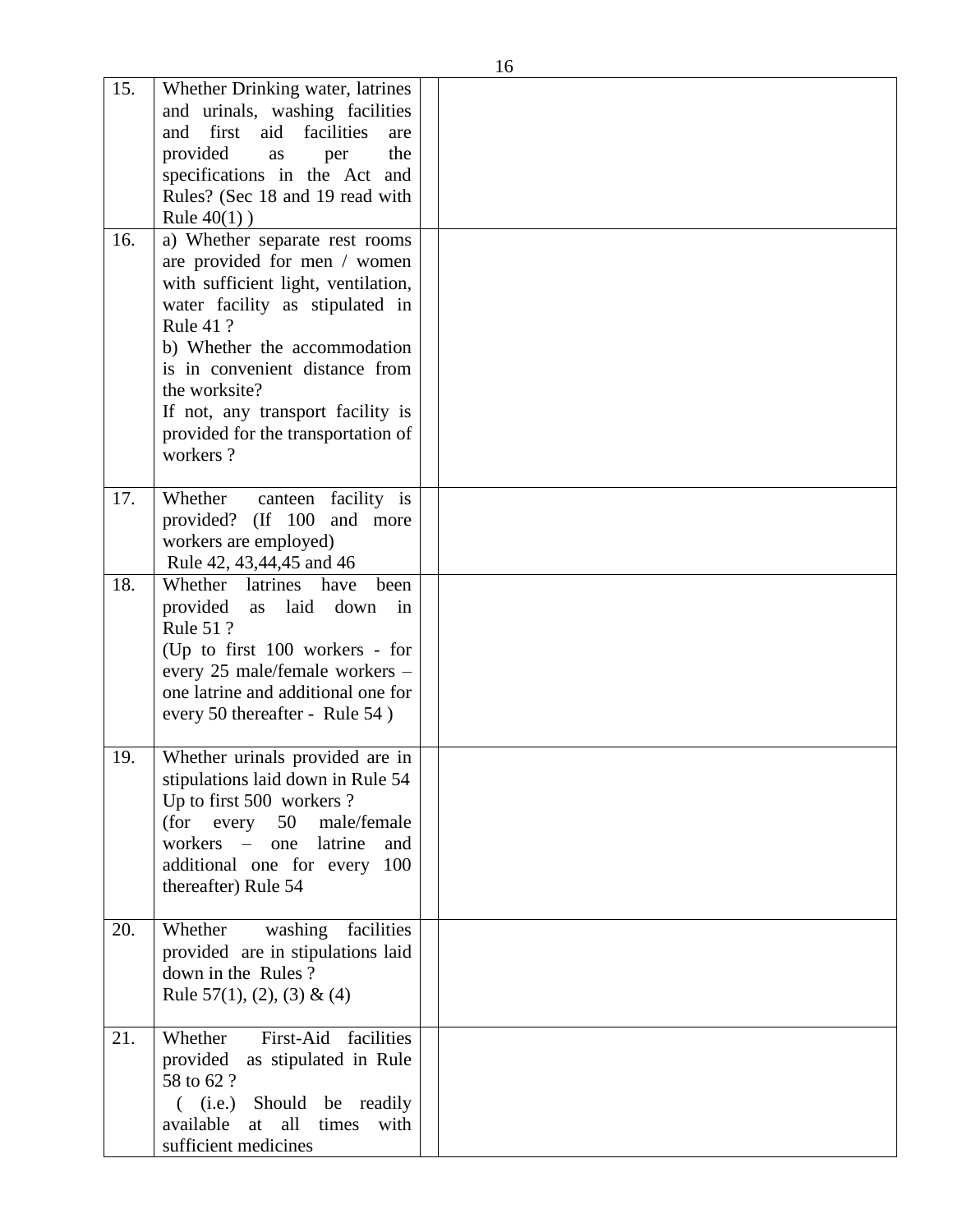| | | | |
|---|---|---|---|
| 15. | Whether Drinking water, latrines and urinals, washing facilities and first aid facilities are provided as per the specifications in the Act and Rules? (Sec 18 and 19 read with Rule 40(1) ) | | |
| 16. | a) Whether separate rest rooms are provided for men / women with sufficient light, ventilation, water facility as stipulated in Rule 41 ?<br>b) Whether the accommodation is in convenient distance from the worksite?<br>If not, any transport facility is provided for the transportation of workers ? | | |
| 17. | Whether canteen facility is provided? (If 100 and more workers are employed)<br>Rule 42, 43,44,45 and 46 | | |
| 18. | Whether latrines have been provided as laid down in Rule 51 ?<br>(Up to first 100 workers - for every 25 male/female workers – one latrine and additional one for every 50 thereafter - Rule 54 ) | | |
| 19. | Whether urinals provided are in stipulations laid down in Rule 54 Up to first 500 workers ?<br>(for every 50 male/female workers – one latrine and additional one for every 100 thereafter) Rule 54 | | |
| 20. | Whether washing facilities provided are in stipulations laid down in the Rules ?<br>Rule 57(1), (2), (3) & (4) | | |
| 21. | Whether First-Aid facilities provided as stipulated in Rule 58 to 62 ?<br>( (i.e.) Should be readily available at all times with sufficient medicines | | |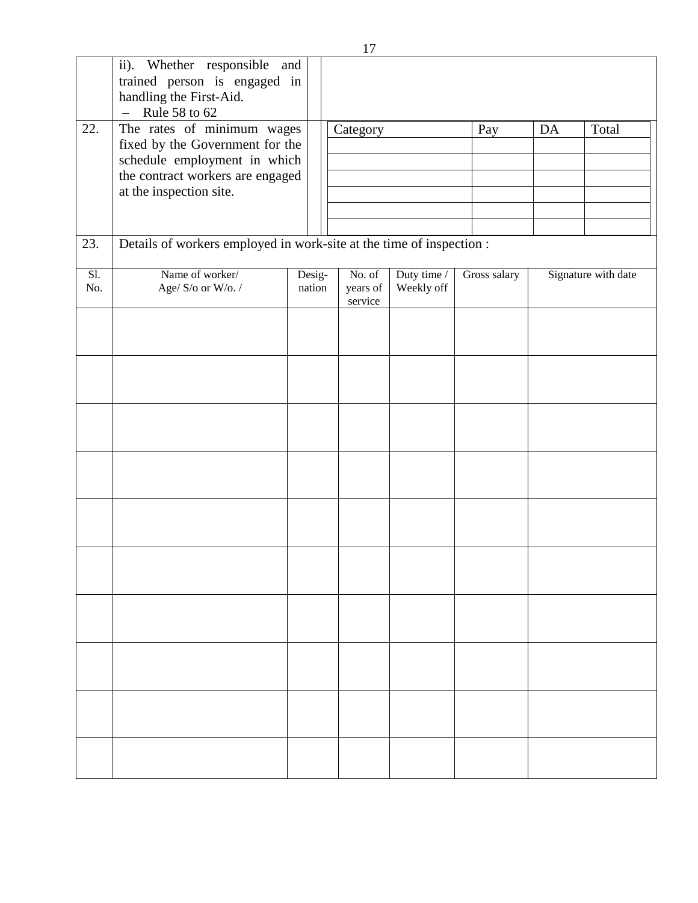| | | | |
|---|---|---|---|
| | ii). Whether responsible and trained person is engaged in handling the First-Aid. – Rule 58 to 62 | | |
| 22. | The rates of minimum wages fixed by the Government for the schedule employment in which the contract workers are engaged at the inspection site. | | |

| Category | Pay | DA | Total |
|---|---|---|---|
| | | | |
| | | | |
| | | | |
| | | | |
| | | | |
| | | | |

23. Details of workers employed in work-site at the time of inspection :

| Sl. No. | Name of worker/ Age/ S/o or W/o. / | Desig-nation | No. of years of service | Duty time / Weekly off | Gross salary | Signature with date |
|---|---|---|---|---|---|---|
| | | | | | | |
| | | | | | | |
| | | | | | | |
| | | | | | | |
| | | | | | | |
| | | | | | | |
| | | | | | | |
| | | | | | | |
| | | | | | | |
| | | | | | | |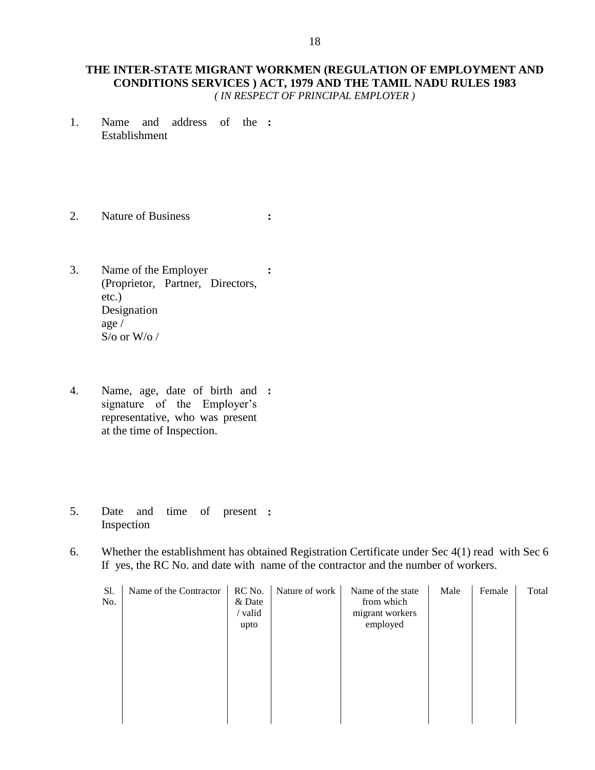**THE INTER-STATE MIGRANT WORKMEN (REGULATION OF EMPLOYMENT AND CONDITIONS SERVICES ) ACT, 1979 AND THE TAMIL NADU RULES 1983**

*( IN RESPECT OF PRINCIPAL EMPLOYER )*

1. Name and address of the Establishment :

2. Nature of Business :

3. Name of the Employer (Proprietor, Partner, Directors, etc.) :
   Designation
   age /
   S/o or W/o /

4. Name, age, date of birth and signature of the Employer's representative, who was present at the time of Inspection. :

5. Date and time of present Inspection :

6. Whether the establishment has obtained Registration Certificate under Sec 4(1) read with Sec 6 If yes, the RC No. and date with name of the contractor and the number of workers.

| Sl. No. | Name of the Contractor | RC No. & Date / valid upto | Nature of work | Name of the state from which migrant workers employed | Male | Female | Total |
|---|---|---|---|---|---|---|---|
| | | | | | | | |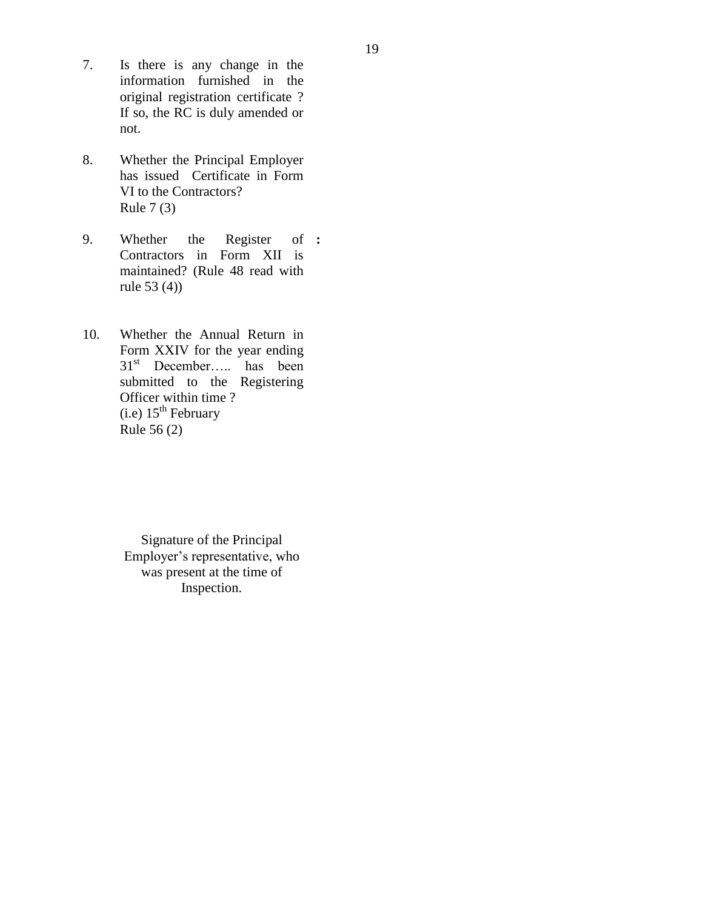7. Is there is any change in the information furnished in the original registration certificate ? If so, the RC is duly amended or not.

8. Whether the Principal Employer has issued Certificate in Form VI to the Contractors? Rule 7 (3)

9. Whether the Register of Contractors in Form XII is maintained? (Rule 48 read with rule 53 (4)) **:**

10. Whether the Annual Return in Form XXIV for the year ending 31st December….. has been submitted to the Registering Officer within time ? (i.e) 15th February Rule 56 (2)

Signature of the Principal Employer's representative, who was present at the time of Inspection.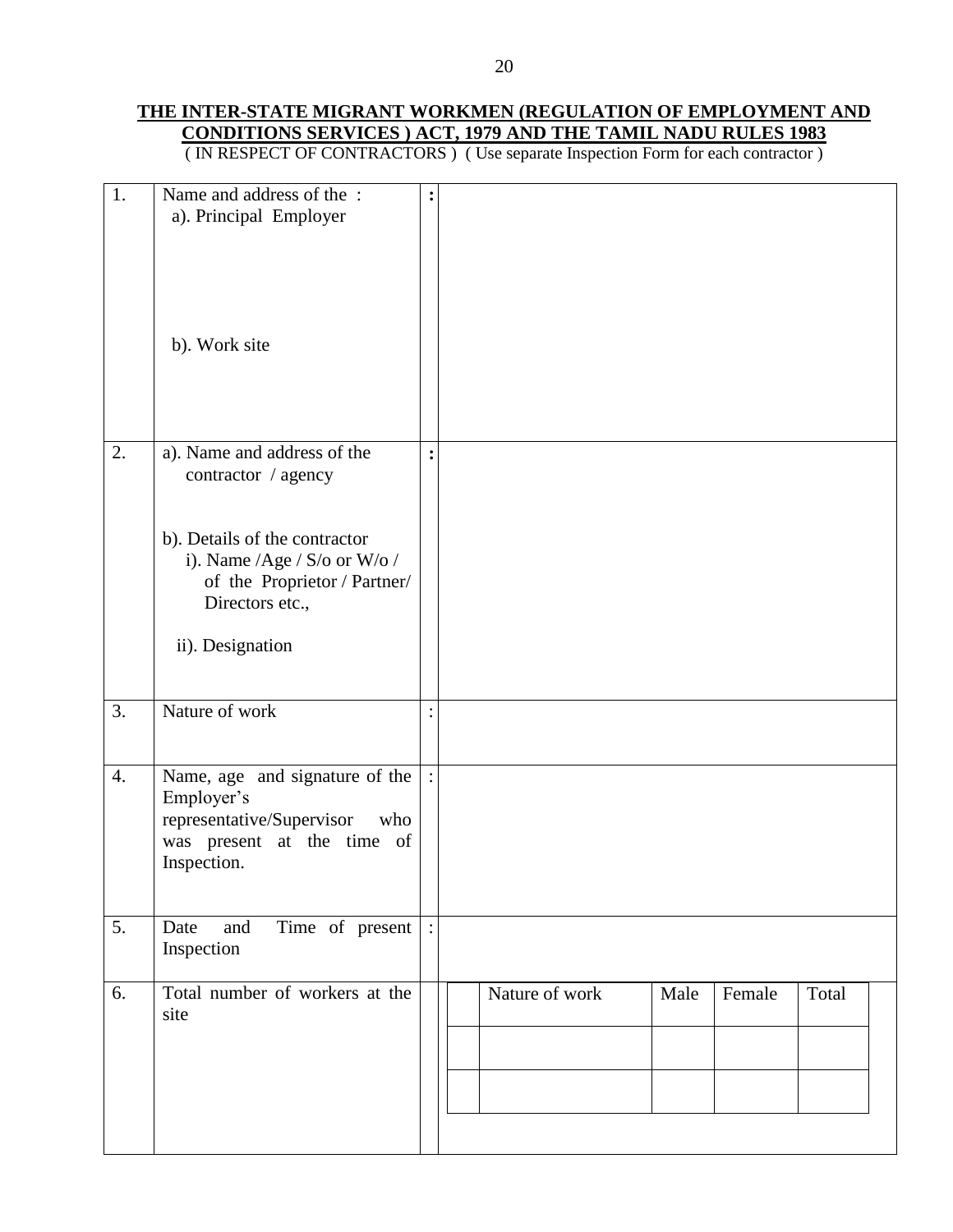**THE INTER-STATE MIGRANT WORKMEN (REGULATION OF EMPLOYMENT AND CONDITIONS SERVICES ) ACT, 1979 AND THE TAMIL NADU RULES 1983**

( IN RESPECT OF CONTRACTORS ) ( Use separate Inspection Form for each contractor )

| | | | |
|---|---|---|---|
| 1. | Name and address of the :<br>a). Principal Employer<br><br>b). Work site | : | |
| 2. | a). Name and address of the contractor / agency<br><br>b). Details of the contractor<br>i). Name /Age / S/o or W/o / of the Proprietor / Partner/ Directors etc.,<br><br>ii). Designation | : | |
| 3. | Nature of work | : | |
| 4. | Name, age and signature of the Employer's representative/Supervisor who was present at the time of Inspection. | : | |
| 5. | Date and Time of present Inspection | : | |
| 6. | Total number of workers at the site | | |

| | Nature of work | Male | Female | Total |
|---|---|---|---|---|
| | | | | |
| | | | | |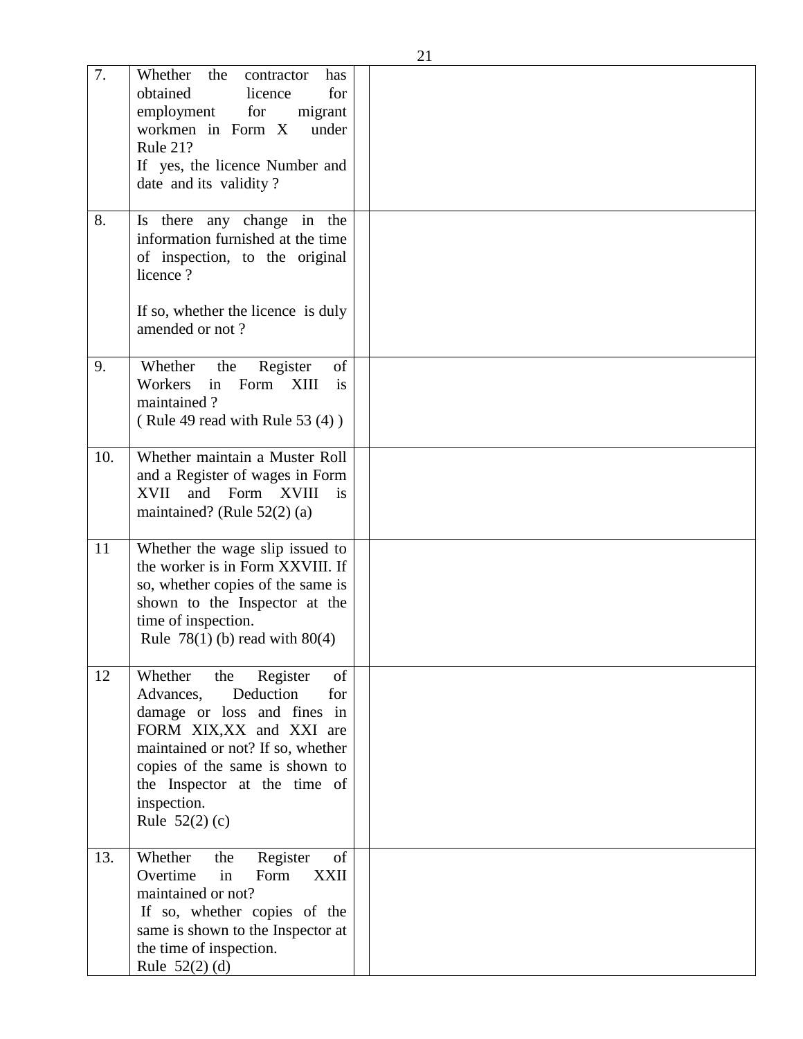| | | | |
|---|---|---|---|
| 7. | Whether the contractor has obtained licence for employment for migrant workmen in Form X under Rule 21?<br>If yes, the licence Number and date and its validity ? | | |
| 8. | Is there any change in the information furnished at the time of inspection, to the original licence ?<br><br>If so, whether the licence is duly amended or not ? | | |
| 9. | Whether the Register of Workers in Form XIII is maintained ?<br>( Rule 49 read with Rule 53 (4) ) | | |
| 10. | Whether maintain a Muster Roll and a Register of wages in Form XVII and Form XVIII is maintained? (Rule 52(2) (a) | | |
| 11 | Whether the wage slip issued to the worker is in Form XXVIII. If so, whether copies of the same is shown to the Inspector at the time of inspection.<br>Rule 78(1) (b) read with 80(4) | | |
| 12 | Whether the Register of Advances, Deduction for damage or loss and fines in FORM XIX,XX and XXI are maintained or not? If so, whether copies of the same is shown to the Inspector at the time of inspection.<br>Rule 52(2) (c) | | |
| 13. | Whether the Register of Overtime in Form XXII maintained or not?<br>If so, whether copies of the same is shown to the Inspector at the time of inspection.<br>Rule 52(2) (d) | | |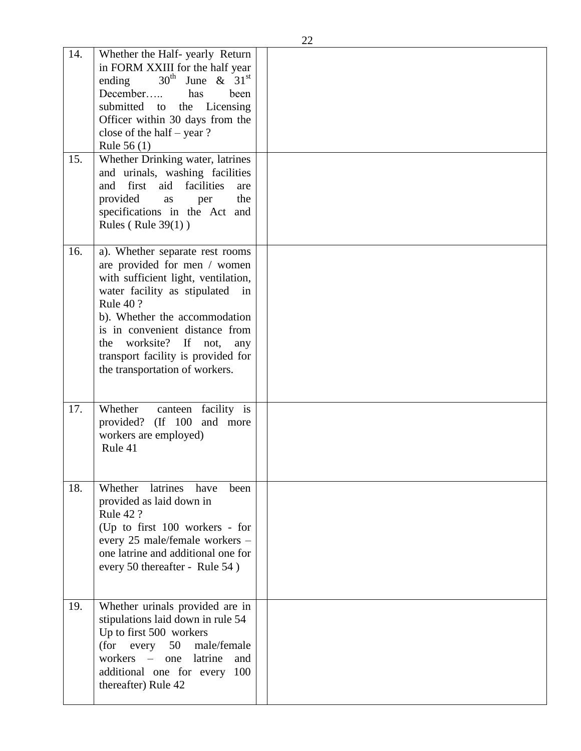| | | | |
|---|---|---|---|
| 14. | Whether the Half- yearly Return in FORM XXIII for the half year ending 30th June & 31st December….. has been submitted to the Licensing Officer within 30 days from the close of the half – year ? Rule 56 (1) | | |
| 15. | Whether Drinking water, latrines and urinals, washing facilities and first aid facilities are provided as per the specifications in the Act and Rules ( Rule 39(1) ) | | |
| 16. | a). Whether separate rest rooms are provided for men / women with sufficient light, ventilation, water facility as stipulated in Rule 40 ? b). Whether the accommodation is in convenient distance from the worksite? If not, any transport facility is provided for the transportation of workers. | | |
| 17. | Whether canteen facility is provided? (If 100 and more workers are employed) Rule 41 | | |
| 18. | Whether latrines have been provided as laid down in Rule 42 ? (Up to first 100 workers - for every 25 male/female workers – one latrine and additional one for every 50 thereafter - Rule 54 ) | | |
| 19. | Whether urinals provided are in stipulations laid down in rule 54 Up to first 500 workers (for every 50 male/female workers – one latrine and additional one for every 100 thereafter) Rule 42 | | |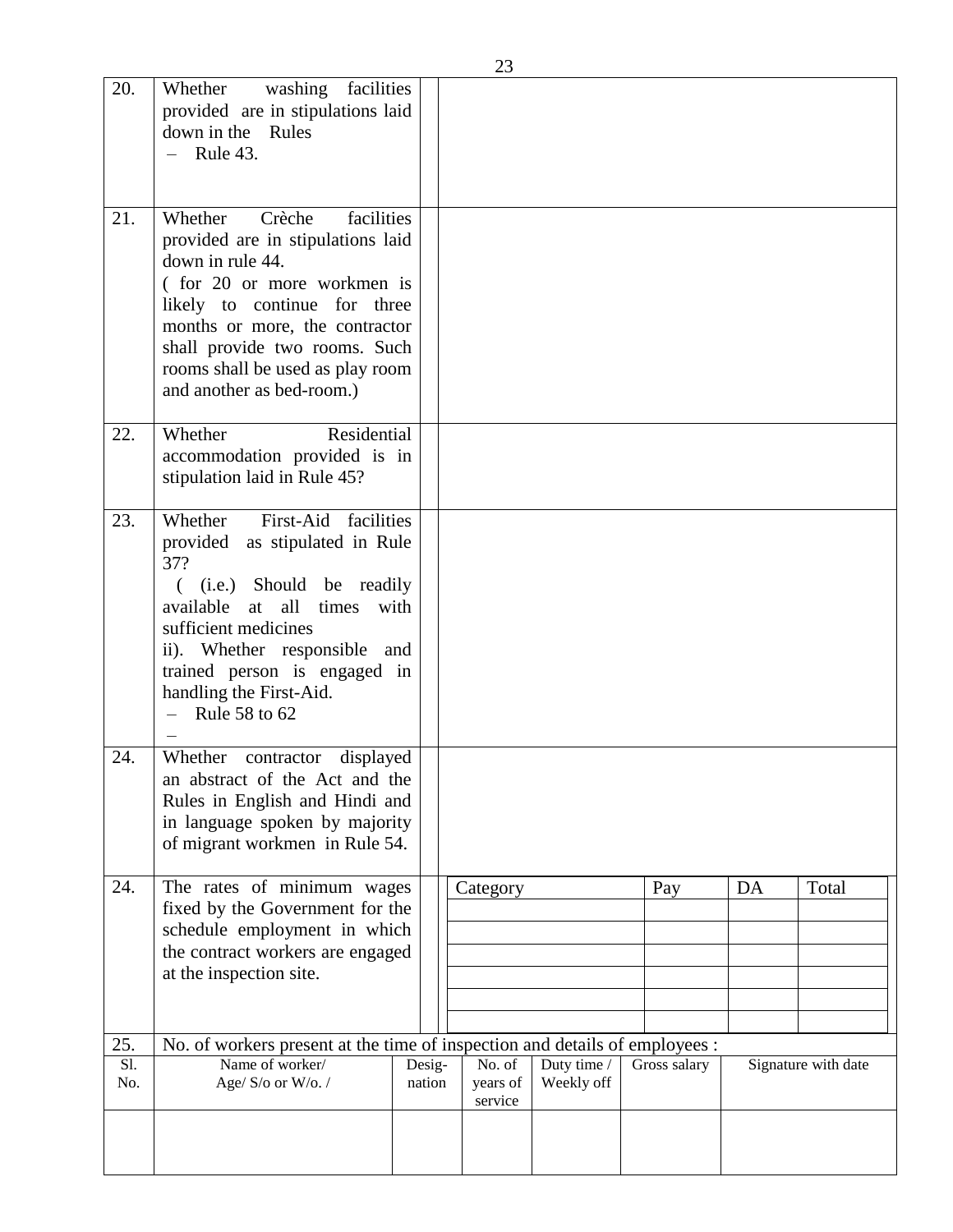| | | | |
|---|---|---|---|
| 20. | Whether washing facilities provided are in stipulations laid down in the Rules<br>– Rule 43. | | |
| 21. | Whether Crèche facilities provided are in stipulations laid down in rule 44.<br>( for 20 or more workmen is likely to continue for three months or more, the contractor shall provide two rooms. Such rooms shall be used as play room and another as bed-room.) | | |
| 22. | Whether Residential accommodation provided is in stipulation laid in Rule 45? | | |
| 23. | Whether First-Aid facilities provided as stipulated in Rule 37?<br>( (i.e.) Should be readily available at all times with sufficient medicines<br>ii). Whether responsible and trained person is engaged in handling the First-Aid.<br>– Rule 58 to 62<br>– | | |
| 24. | Whether contractor displayed an abstract of the Act and the Rules in English and Hindi and in language spoken by majority of migrant workmen in Rule 54. | | |
| 24. | The rates of minimum wages fixed by the Government for the schedule employment in which the contract workers are engaged at the inspection site. | | (see table below) |

| Category | Pay | DA | Total |
|---|---|---|---|
| | | | |
| | | | |
| | | | |
| | | | |
| | | | |
| | | | |

25. No. of workers present at the time of inspection and details of employees :

| Sl. No. | Name of worker/ Age/ S/o or W/o. / | Desig-nation | No. of years of service | Duty time / Weekly off | Gross salary | Signature with date |
|---|---|---|---|---|---|---|
| | | | | | | |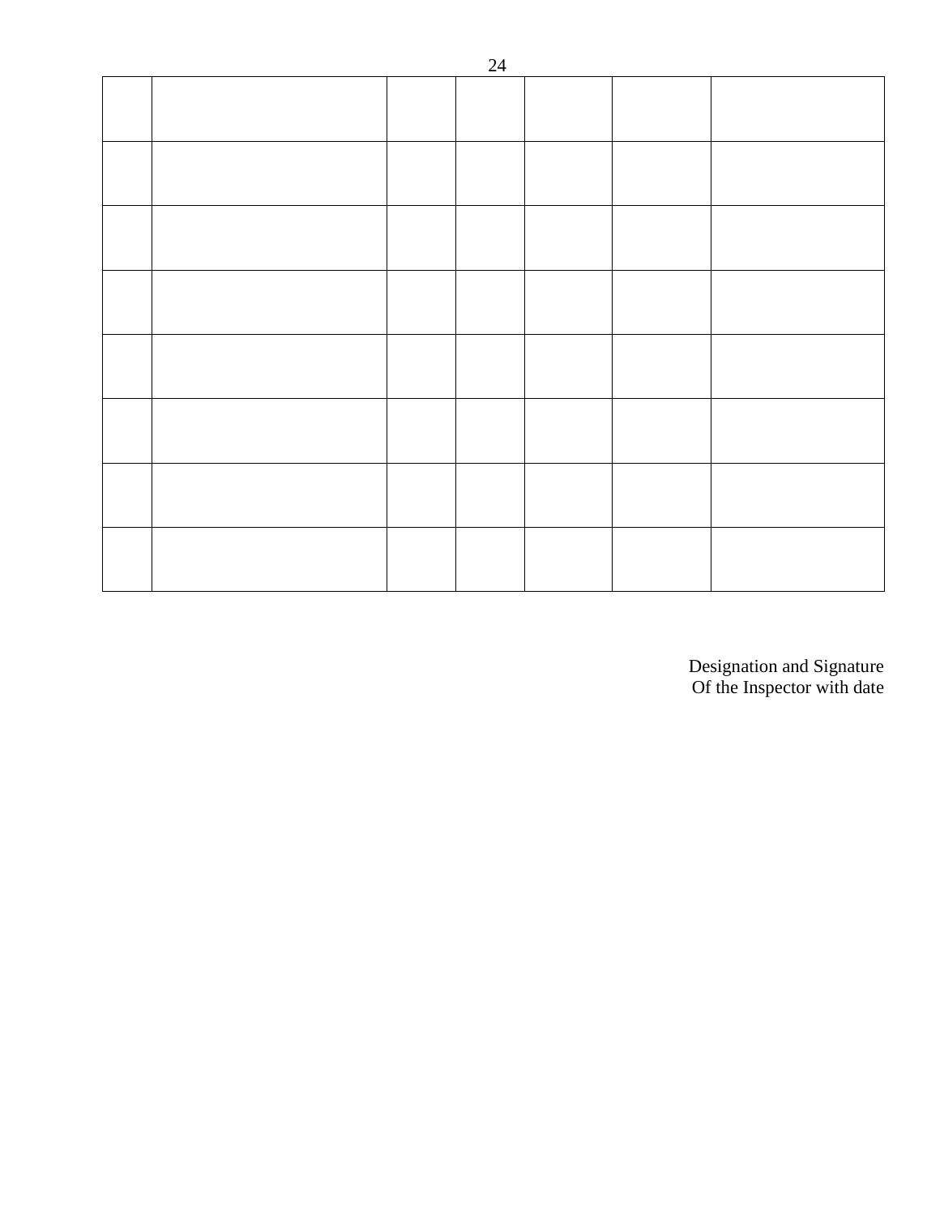| | | | | | | |
|---|---|---|---|---|---|---|
| | | | | | | |
| | | | | | | |
| | | | | | | |
| | | | | | | |
| | | | | | | |
| | | | | | | |
| | | | | | | |

Designation and Signature
Of the Inspector with date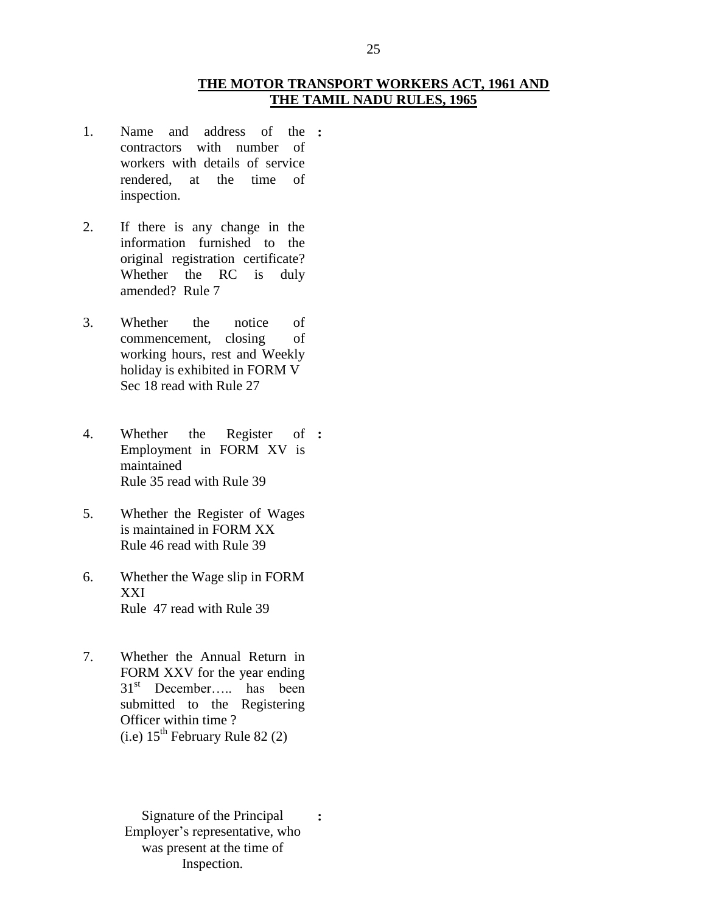## THE MOTOR TRANSPORT WORKERS ACT, 1961 AND THE TAMIL NADU RULES, 1965

1. Name and address of the contractors with number of workers with details of service rendered, at the time of inspection. **:**

2. If there is any change in the information furnished to the original registration certificate? Whether the RC is duly amended? Rule 7

3. Whether the notice of commencement, closing of working hours, rest and Weekly holiday is exhibited in FORM V Sec 18 read with Rule 27

4. Whether the Register of Employment in FORM XV is maintained Rule 35 read with Rule 39 **:**

5. Whether the Register of Wages is maintained in FORM XX Rule 46 read with Rule 39

6. Whether the Wage slip in FORM XXI Rule 47 read with Rule 39

7. Whether the Annual Return in FORM XXV for the year ending 31st December….. has been submitted to the Registering Officer within time ? (i.e) 15th February Rule 82 (2)

Signature of the Principal Employer's representative, who was present at the time of Inspection. **:**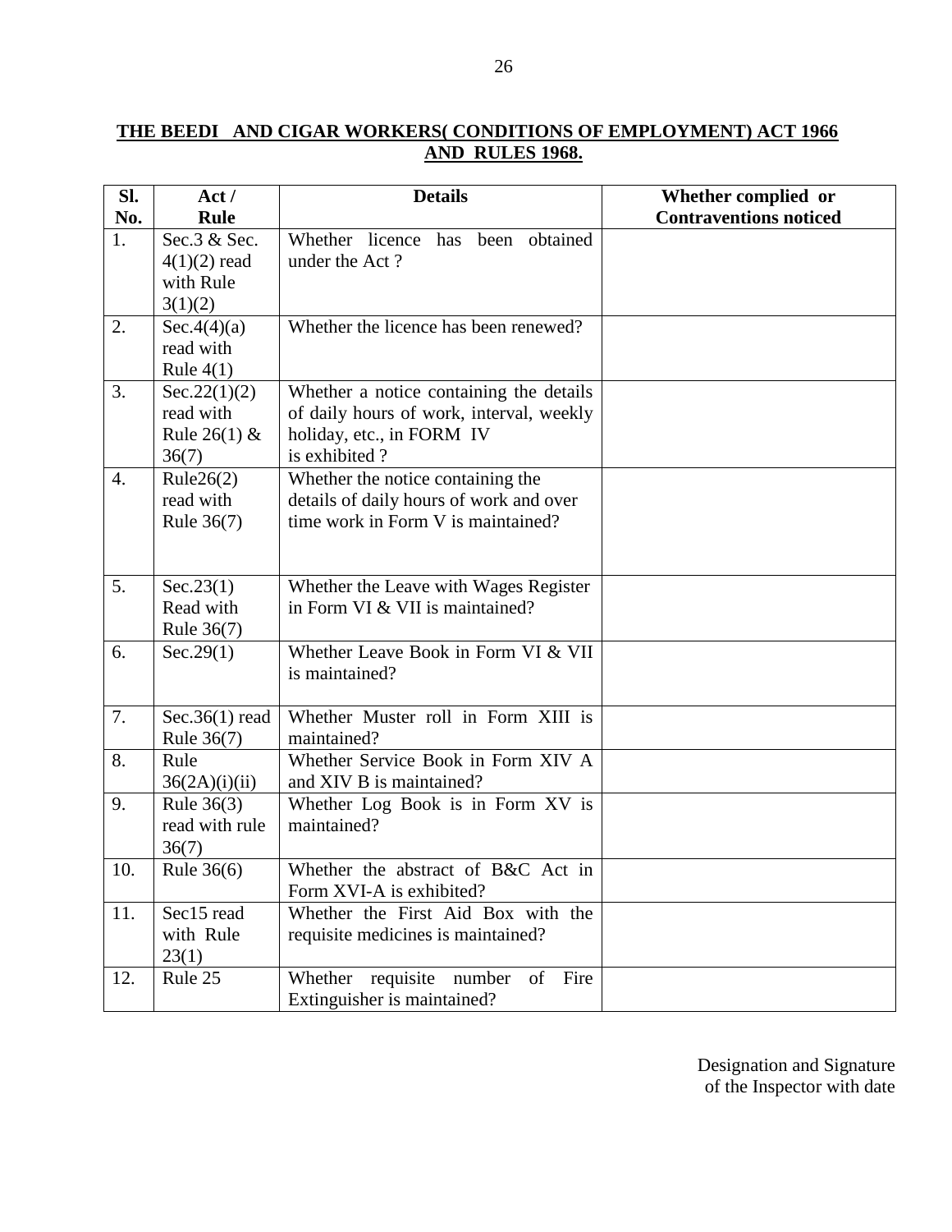## THE BEEDI AND CIGAR WORKERS( CONDITIONS OF EMPLOYMENT) ACT 1966 AND RULES 1968.

| Sl. No. | Act / Rule | Details | Whether complied or Contraventions noticed |
|---|---|---|---|
| 1. | Sec.3 & Sec. 4(1)(2) read with Rule 3(1)(2) | Whether licence has been obtained under the Act ? | |
| 2. | Sec.4(4)(a) read with Rule 4(1) | Whether the licence has been renewed? | |
| 3. | Sec.22(1)(2) read with Rule 26(1) & 36(7) | Whether a notice containing the details of daily hours of work, interval, weekly holiday, etc., in FORM IV is exhibited ? | |
| 4. | Rule26(2) read with Rule 36(7) | Whether the notice containing the details of daily hours of work and over time work in Form V is maintained? | |
| 5. | Sec.23(1) Read with Rule 36(7) | Whether the Leave with Wages Register in Form VI & VII is maintained? | |
| 6. | Sec.29(1) | Whether Leave Book in Form VI & VII is maintained? | |
| 7. | Sec.36(1) read Rule 36(7) | Whether Muster roll in Form XIII is maintained? | |
| 8. | Rule 36(2A)(i)(ii) | Whether Service Book in Form XIV A and XIV B is maintained? | |
| 9. | Rule 36(3) read with rule 36(7) | Whether Log Book is in Form XV is maintained? | |
| 10. | Rule 36(6) | Whether the abstract of B&C Act in Form XVI-A is exhibited? | |
| 11. | Sec15 read with Rule 23(1) | Whether the First Aid Box with the requisite medicines is maintained? | |
| 12. | Rule 25 | Whether requisite number of Fire Extinguisher is maintained? | |

Designation and Signature
of the Inspector with date